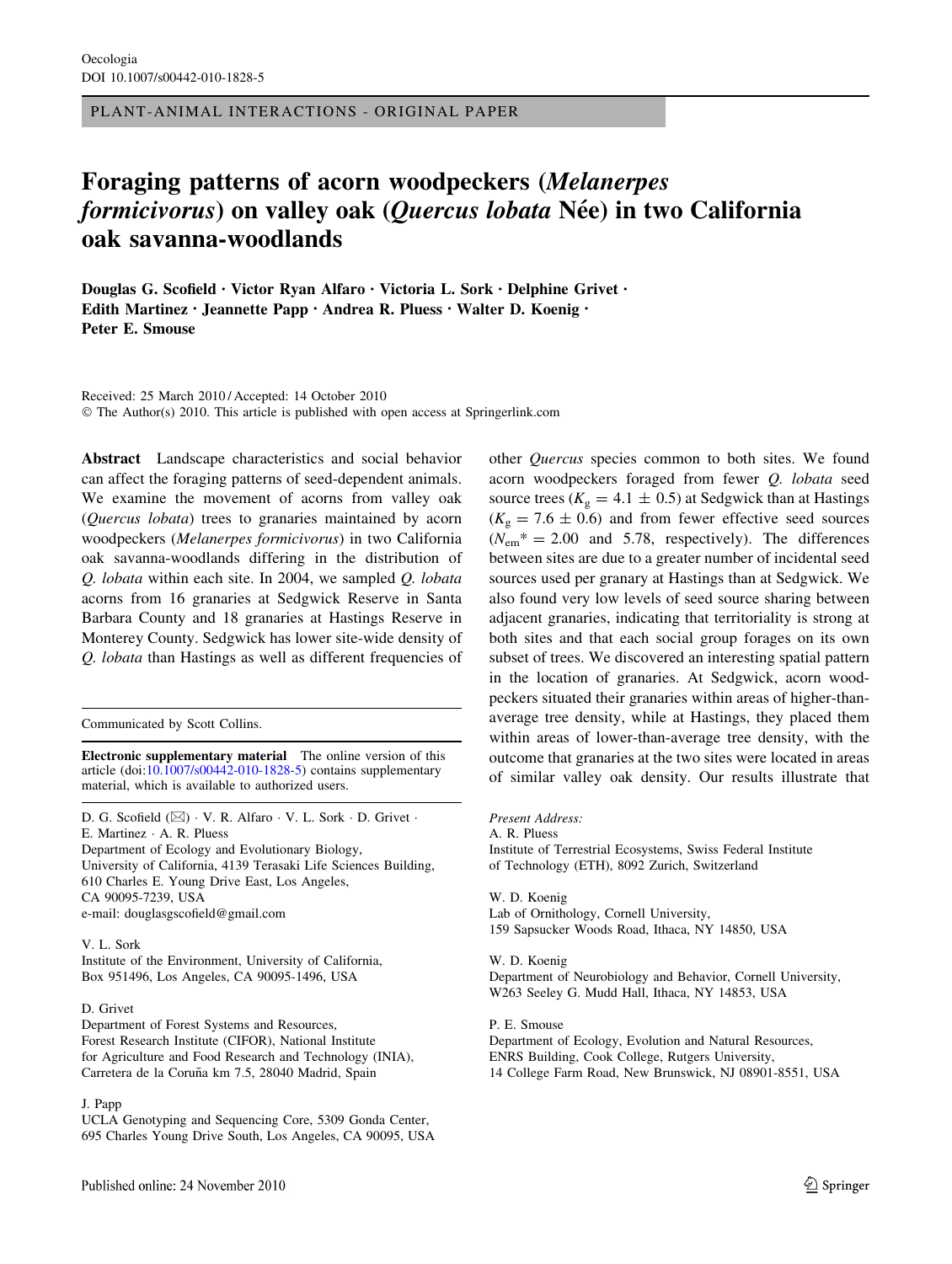PLANT-ANIMAL INTERACTIONS - ORIGINAL PAPER

# Foraging patterns of acorn woodpeckers (*Melanerpes formicivorus*) on valley oak (*Quercus lobata* Née) in two California oak savanna-woodlands

**Douglas G. Scofield · Victor Ryan Alfaro · Victoria L. Sork · Delphine Grivet · Edith Martinez · Jeannette Papp · Andrea R. Pluess · Walter D. Koenig · Peter E. Smouse**

Received: 25 March 2010 / Accepted: 14 October 2010
© The Author(s) 2010. This article is published with open access at Springerlink.com

**Abstract** Landscape characteristics and social behavior can affect the foraging patterns of seed-dependent animals. We examine the movement of acorns from valley oak (*Quercus lobata*) trees to granaries maintained by acorn woodpeckers (*Melanerpes formicivorus*) in two California oak savanna-woodlands differing in the distribution of *Q. lobata* within each site. In 2004, we sampled *Q. lobata* acorns from 16 granaries at Sedgwick Reserve in Santa Barbara County and 18 granaries at Hastings Reserve in Monterey County. Sedgwick has lower site-wide density of *Q. lobata* than Hastings as well as different frequencies of other *Quercus* species common to both sites. We found acorn woodpeckers foraged from fewer *Q. lobata* seed source trees ($K_g = 4.1 \pm 0.5$) at Sedgwick than at Hastings ($K_g = 7.6 \pm 0.6$) and from fewer effective seed sources ($N_{em}^* = 2.00$ and 5.78, respectively). The differences between sites are due to a greater number of incidental seed sources used per granary at Hastings than at Sedgwick. We also found very low levels of seed source sharing between adjacent granaries, indicating that territoriality is strong at both sites and that each social group forages on its own subset of trees. We discovered an interesting spatial pattern in the location of granaries. At Sedgwick, acorn woodpeckers situated their granaries within areas of higher-than-average tree density, while at Hastings, they placed them within areas of lower-than-average tree density, with the outcome that granaries at the two sites were located in areas of similar valley oak density. Our results illustrate that

---

Communicated by Scott Collins.

**Electronic supplementary material** The online version of this article (doi:10.1007/s00442-010-1828-5) contains supplementary material, which is available to authorized users.

D. G. Scofield (✉) · V. R. Alfaro · V. L. Sork · D. Grivet · E. Martinez · A. R. Pluess
Department of Ecology and Evolutionary Biology, University of California, 4139 Terasaki Life Sciences Building, 610 Charles E. Young Drive East, Los Angeles, CA 90095-7239, USA
e-mail: douglasgscofield@gmail.com

V. L. Sork
Institute of the Environment, University of California, Box 951496, Los Angeles, CA 90095-1496, USA

D. Grivet
Department of Forest Systems and Resources, Forest Research Institute (CIFOR), National Institute for Agriculture and Food Research and Technology (INIA), Carretera de la Coruña km 7.5, 28040 Madrid, Spain

J. Papp
UCLA Genotyping and Sequencing Core, 5309 Gonda Center, 695 Charles Young Drive South, Los Angeles, CA 90095, USA

*Present Address:*
A. R. Pluess
Institute of Terrestrial Ecosystems, Swiss Federal Institute of Technology (ETH), 8092 Zurich, Switzerland

W. D. Koenig
Lab of Ornithology, Cornell University, 159 Sapsucker Woods Road, Ithaca, NY 14850, USA

W. D. Koenig
Department of Neurobiology and Behavior, Cornell University, W263 Seeley G. Mudd Hall, Ithaca, NY 14853, USA

P. E. Smouse
Department of Ecology, Evolution and Natural Resources, ENRS Building, Cook College, Rutgers University, 14 College Farm Road, New Brunswick, NJ 08901-8551, USA

Published online: 24 November 2010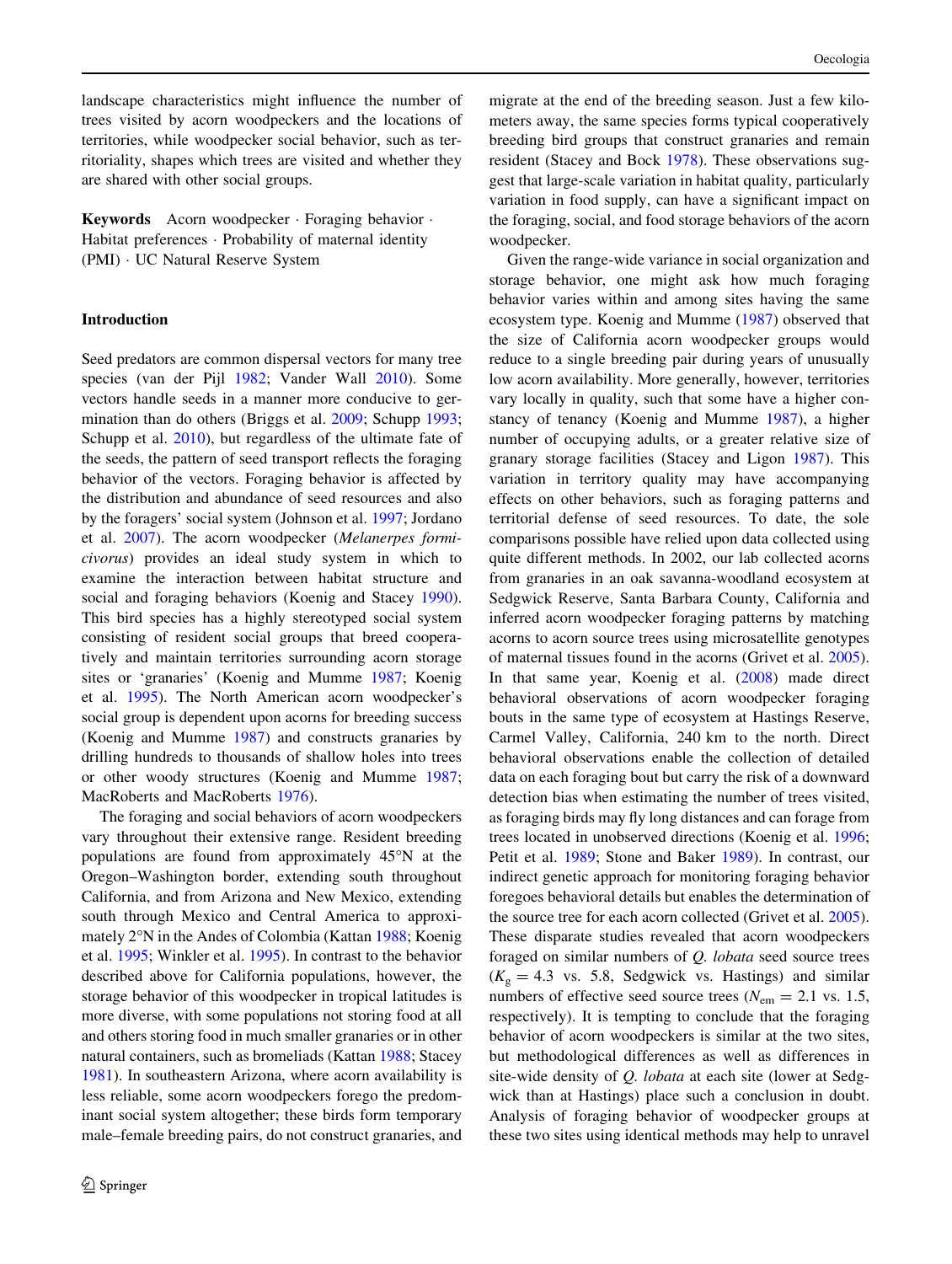landscape characteristics might influence the number of trees visited by acorn woodpeckers and the locations of territories, while woodpecker social behavior, such as territoriality, shapes which trees are visited and whether they are shared with other social groups.

**Keywords** Acorn woodpecker · Foraging behavior · Habitat preferences · Probability of maternal identity (PMI) · UC Natural Reserve System

## Introduction

Seed predators are common dispersal vectors for many tree species (van der Pijl 1982; Vander Wall 2010). Some vectors handle seeds in a manner more conducive to germination than do others (Briggs et al. 2009; Schupp 1993; Schupp et al. 2010), but regardless of the ultimate fate of the seeds, the pattern of seed transport reflects the foraging behavior of the vectors. Foraging behavior is affected by the distribution and abundance of seed resources and also by the foragers' social system (Johnson et al. 1997; Jordano et al. 2007). The acorn woodpecker (*Melanerpes formicivorus*) provides an ideal study system in which to examine the interaction between habitat structure and social and foraging behaviors (Koenig and Stacey 1990). This bird species has a highly stereotyped social system consisting of resident social groups that breed cooperatively and maintain territories surrounding acorn storage sites or 'granaries' (Koenig and Mumme 1987; Koenig et al. 1995). The North American acorn woodpecker's social group is dependent upon acorns for breeding success (Koenig and Mumme 1987) and constructs granaries by drilling hundreds to thousands of shallow holes into trees or other woody structures (Koenig and Mumme 1987; MacRoberts and MacRoberts 1976).

The foraging and social behaviors of acorn woodpeckers vary throughout their extensive range. Resident breeding populations are found from approximately 45°N at the Oregon–Washington border, extending south throughout California, and from Arizona and New Mexico, extending south through Mexico and Central America to approximately 2°N in the Andes of Colombia (Kattan 1988; Koenig et al. 1995; Winkler et al. 1995). In contrast to the behavior described above for California populations, however, the storage behavior of this woodpecker in tropical latitudes is more diverse, with some populations not storing food at all and others storing food in much smaller granaries or in other natural containers, such as bromeliads (Kattan 1988; Stacey 1981). In southeastern Arizona, where acorn availability is less reliable, some acorn woodpeckers forego the predominant social system altogether; these birds form temporary male–female breeding pairs, do not construct granaries, and migrate at the end of the breeding season. Just a few kilometers away, the same species forms typical cooperatively breeding bird groups that construct granaries and remain resident (Stacey and Bock 1978). These observations suggest that large-scale variation in habitat quality, particularly variation in food supply, can have a significant impact on the foraging, social, and food storage behaviors of the acorn woodpecker.

Given the range-wide variance in social organization and storage behavior, one might ask how much foraging behavior varies within and among sites having the same ecosystem type. Koenig and Mumme (1987) observed that the size of California acorn woodpecker groups would reduce to a single breeding pair during years of unusually low acorn availability. More generally, however, territories vary locally in quality, such that some have a higher constancy of tenancy (Koenig and Mumme 1987), a higher number of occupying adults, or a greater relative size of granary storage facilities (Stacey and Ligon 1987). This variation in territory quality may have accompanying effects on other behaviors, such as foraging patterns and territorial defense of seed resources. To date, the sole comparisons possible have relied upon data collected using quite different methods. In 2002, our lab collected acorns from granaries in an oak savanna-woodland ecosystem at Sedgwick Reserve, Santa Barbara County, California and inferred acorn woodpecker foraging patterns by matching acorns to acorn source trees using microsatellite genotypes of maternal tissues found in the acorns (Grivet et al. 2005). In that same year, Koenig et al. (2008) made direct behavioral observations of acorn woodpecker foraging bouts in the same type of ecosystem at Hastings Reserve, Carmel Valley, California, 240 km to the north. Direct behavioral observations enable the collection of detailed data on each foraging bout but carry the risk of a downward detection bias when estimating the number of trees visited, as foraging birds may fly long distances and can forage from trees located in unobserved directions (Koenig et al. 1996; Petit et al. 1989; Stone and Baker 1989). In contrast, our indirect genetic approach for monitoring foraging behavior foregoes behavioral details but enables the determination of the source tree for each acorn collected (Grivet et al. 2005). These disparate studies revealed that acorn woodpeckers foraged on similar numbers of *Q. lobata* seed source trees ($K_g = 4.3$ vs. 5.8, Sedgwick vs. Hastings) and similar numbers of effective seed source trees ($N_{em} = 2.1$ vs. 1.5, respectively). It is tempting to conclude that the foraging behavior of acorn woodpeckers is similar at the two sites, but methodological differences as well as differences in site-wide density of *Q. lobata* at each site (lower at Sedgwick than at Hastings) place such a conclusion in doubt. Analysis of foraging behavior of woodpecker groups at these two sites using identical methods may help to unravel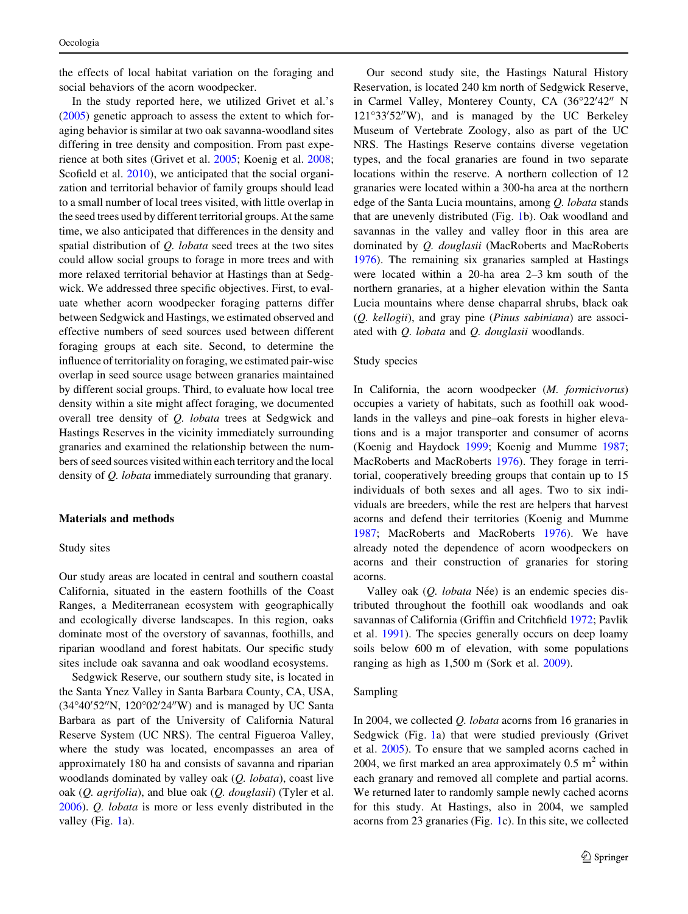the effects of local habitat variation on the foraging and social behaviors of the acorn woodpecker.

In the study reported here, we utilized Grivet et al.'s (2005) genetic approach to assess the extent to which foraging behavior is similar at two oak savanna-woodland sites differing in tree density and composition. From past experience at both sites (Grivet et al. 2005; Koenig et al. 2008; Scofield et al. 2010), we anticipated that the social organization and territorial behavior of family groups should lead to a small number of local trees visited, with little overlap in the seed trees used by different territorial groups. At the same time, we also anticipated that differences in the density and spatial distribution of *Q. lobata* seed trees at the two sites could allow social groups to forage in more trees and with more relaxed territorial behavior at Hastings than at Sedgwick. We addressed three specific objectives. First, to evaluate whether acorn woodpecker foraging patterns differ between Sedgwick and Hastings, we estimated observed and effective numbers of seed sources used between different foraging groups at each site. Second, to determine the influence of territoriality on foraging, we estimated pair-wise overlap in seed source usage between granaries maintained by different social groups. Third, to evaluate how local tree density within a site might affect foraging, we documented overall tree density of *Q. lobata* trees at Sedgwick and Hastings Reserves in the vicinity immediately surrounding granaries and examined the relationship between the numbers of seed sources visited within each territory and the local density of *Q. lobata* immediately surrounding that granary.

## Materials and methods

### Study sites

Our study areas are located in central and southern coastal California, situated in the eastern foothills of the Coast Ranges, a Mediterranean ecosystem with geographically and ecologically diverse landscapes. In this region, oaks dominate most of the overstory of savannas, foothills, and riparian woodland and forest habitats. Our specific study sites include oak savanna and oak woodland ecosystems.

Sedgwick Reserve, our southern study site, is located in the Santa Ynez Valley in Santa Barbara County, CA, USA, (34°40′52″N, 120°02′24″W) and is managed by UC Santa Barbara as part of the University of California Natural Reserve System (UC NRS). The central Figueroa Valley, where the study was located, encompasses an area of approximately 180 ha and consists of savanna and riparian woodlands dominated by valley oak (*Q. lobata*), coast live oak (*Q. agrifolia*), and blue oak (*Q. douglasii*) (Tyler et al. 2006). *Q. lobata* is more or less evenly distributed in the valley (Fig. 1a).

Our second study site, the Hastings Natural History Reservation, is located 240 km north of Sedgwick Reserve, in Carmel Valley, Monterey County, CA (36°22′42″ N 121°33′52″W), and is managed by the UC Berkeley Museum of Vertebrate Zoology, also as part of the UC NRS. The Hastings Reserve contains diverse vegetation types, and the focal granaries are found in two separate locations within the reserve. A northern collection of 12 granaries were located within a 300-ha area at the northern edge of the Santa Lucia mountains, among *Q. lobata* stands that are unevenly distributed (Fig. 1b). Oak woodland and savannas in the valley and valley floor in this area are dominated by *Q. douglasii* (MacRoberts and MacRoberts 1976). The remaining six granaries sampled at Hastings were located within a 20-ha area 2–3 km south of the northern granaries, at a higher elevation within the Santa Lucia mountains where dense chaparral shrubs, black oak (*Q. kellogii*), and gray pine (*Pinus sabiniana*) are associated with *Q. lobata* and *Q. douglasii* woodlands.

### Study species

In California, the acorn woodpecker (*M. formicivorus*) occupies a variety of habitats, such as foothill oak woodlands in the valleys and pine–oak forests in higher elevations and is a major transporter and consumer of acorns (Koenig and Haydock 1999; Koenig and Mumme 1987; MacRoberts and MacRoberts 1976). They forage in territorial, cooperatively breeding groups that contain up to 15 individuals of both sexes and all ages. Two to six individuals are breeders, while the rest are helpers that harvest acorns and defend their territories (Koenig and Mumme 1987; MacRoberts and MacRoberts 1976). We have already noted the dependence of acorn woodpeckers on acorns and their construction of granaries for storing acorns.

Valley oak (*Q. lobata* Née) is an endemic species distributed throughout the foothill oak woodlands and oak savannas of California (Griffin and Critchfield 1972; Pavlik et al. 1991). The species generally occurs on deep loamy soils below 600 m of elevation, with some populations ranging as high as 1,500 m (Sork et al. 2009).

### Sampling

In 2004, we collected *Q. lobata* acorns from 16 granaries in Sedgwick (Fig. 1a) that were studied previously (Grivet et al. 2005). To ensure that we sampled acorns cached in 2004, we first marked an area approximately 0.5 m$^2$ within each granary and removed all complete and partial acorns. We returned later to randomly sample newly cached acorns for this study. At Hastings, also in 2004, we sampled acorns from 23 granaries (Fig. 1c). In this site, we collected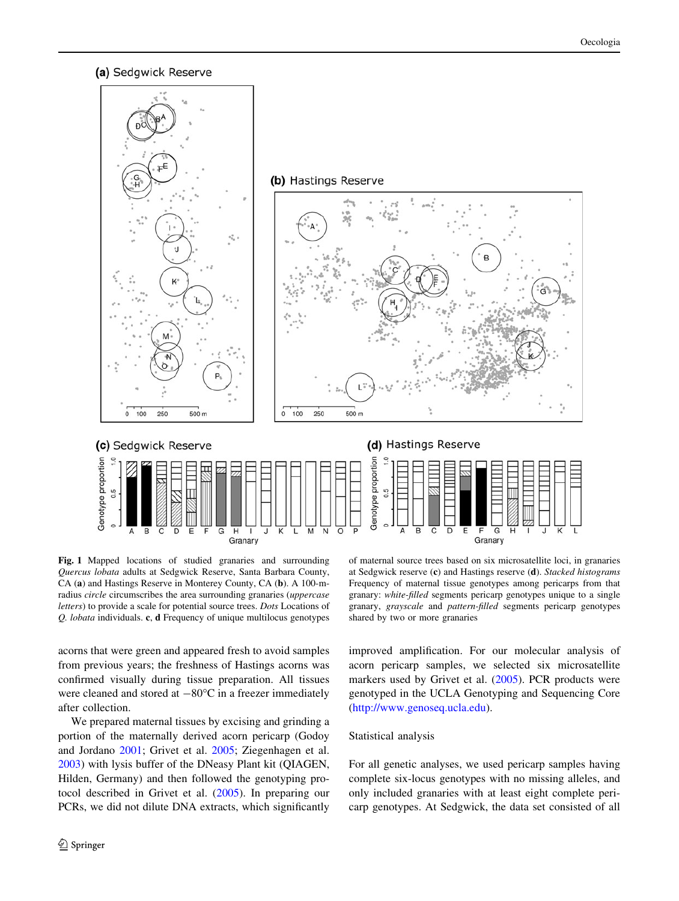**Fig. 1** Mapped locations of studied granaries and surrounding *Quercus lobata* adults at Sedgwick Reserve, Santa Barbara County, CA (**a**) and Hastings Reserve in Monterey County, CA (**b**). A 100-m-radius *circle* circumscribes the area surrounding granaries (*uppercase letters*) to provide a scale for potential source trees. *Dots* Locations of *Q. lobata* individuals. **c**, **d** Frequency of unique multilocus genotypes of maternal source trees based on six microsatellite loci, in granaries at Sedgwick reserve (**c**) and Hastings reserve (**d**). *Stacked histograms* Frequency of maternal tissue genotypes among pericarps from that granary: *white-filled* segments pericarp genotypes unique to a single granary, *grayscale* and *pattern-filled* segments pericarp genotypes shared by two or more granaries

acorns that were green and appeared fresh to avoid samples from previous years; the freshness of Hastings acorns was confirmed visually during tissue preparation. All tissues were cleaned and stored at −80°C in a freezer immediately after collection.

We prepared maternal tissues by excising and grinding a portion of the maternally derived acorn pericarp (Godoy and Jordano 2001; Grivet et al. 2005; Ziegenhagen et al. 2003) with lysis buffer of the DNeasy Plant kit (QIAGEN, Hilden, Germany) and then followed the genotyping protocol described in Grivet et al. (2005). In preparing our PCRs, we did not dilute DNA extracts, which significantly improved amplification. For our molecular analysis of acorn pericarp samples, we selected six microsatellite markers used by Grivet et al. (2005). PCR products were genotyped in the UCLA Genotyping and Sequencing Core (http://www.genoseq.ucla.edu).

## Statistical analysis

For all genetic analyses, we used pericarp samples having complete six-locus genotypes with no missing alleles, and only included granaries with at least eight complete pericarp genotypes. At Sedgwick, the data set consisted of all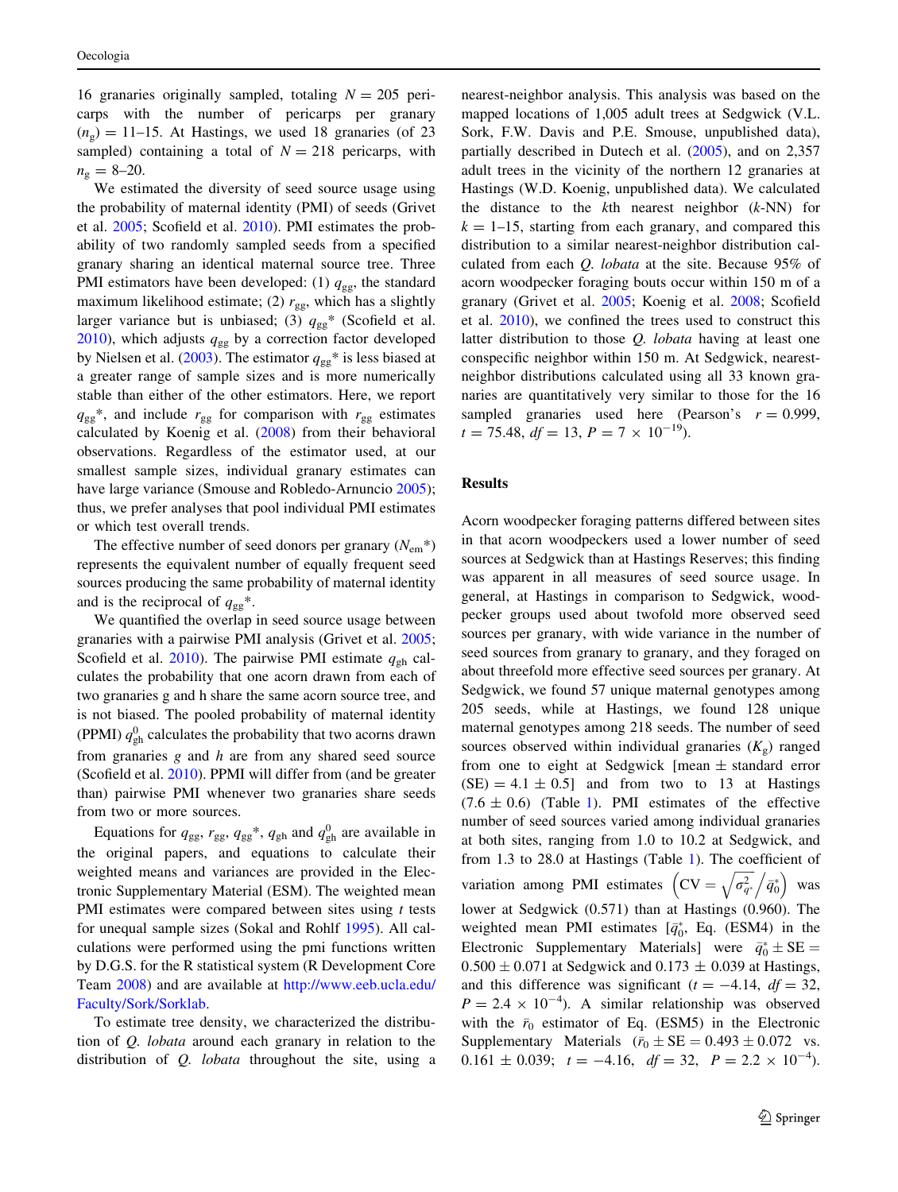16 granaries originally sampled, totaling $N = 205$ pericarps with the number of pericarps per granary $(n_g) = 11$–15. At Hastings, we used 18 granaries (of 23 sampled) containing a total of $N = 218$ pericarps, with $n_g = 8$–20.

We estimated the diversity of seed source usage using the probability of maternal identity (PMI) of seeds (Grivet et al. 2005; Scofield et al. 2010). PMI estimates the probability of two randomly sampled seeds from a specified granary sharing an identical maternal source tree. Three PMI estimators have been developed: (1) $q_{gg}$, the standard maximum likelihood estimate; (2) $r_{gg}$, which has a slightly larger variance but is unbiased; (3) $q_{gg}$* (Scofield et al. 2010), which adjusts $q_{gg}$ by a correction factor developed by Nielsen et al. (2003). The estimator $q_{gg}$* is less biased at a greater range of sample sizes and is more numerically stable than either of the other estimators. Here, we report $q_{gg}$*, and include $r_{gg}$ for comparison with $r_{gg}$ estimates calculated by Koenig et al. (2008) from their behavioral observations. Regardless of the estimator used, at our smallest sample sizes, individual granary estimates can have large variance (Smouse and Robledo-Arnuncio 2005); thus, we prefer analyses that pool individual PMI estimates or which test overall trends.

The effective number of seed donors per granary ($N_{em}$*) represents the equivalent number of equally frequent seed sources producing the same probability of maternal identity and is the reciprocal of $q_{gg}$*.

We quantified the overlap in seed source usage between granaries with a pairwise PMI analysis (Grivet et al. 2005; Scofield et al. 2010). The pairwise PMI estimate $q_{gh}$ calculates the probability that one acorn drawn from each of two granaries g and h share the same acorn source tree, and is not biased. The pooled probability of maternal identity (PPMI) $q^0_{gh}$ calculates the probability that two acorns drawn from granaries *g* and *h* are from any shared seed source (Scofield et al. 2010). PPMI will differ from (and be greater than) pairwise PMI whenever two granaries share seeds from two or more sources.

Equations for $q_{gg}$, $r_{gg}$, $q_{gg}$*, $q_{gh}$ and $q^0_{gh}$ are available in the original papers, and equations to calculate their weighted means and variances are provided in the Electronic Supplementary Material (ESM). The weighted mean PMI estimates were compared between sites using *t* tests for unequal sample sizes (Sokal and Rohlf 1995). All calculations were performed using the pmi functions written by D.G.S. for the R statistical system (R Development Core Team 2008) and are available at http://www.eeb.ucla.edu/Faculty/Sork/Sorklab.

To estimate tree density, we characterized the distribution of *Q. lobata* around each granary in relation to the distribution of *Q. lobata* throughout the site, using a nearest-neighbor analysis. This analysis was based on the mapped locations of 1,005 adult trees at Sedgwick (V.L. Sork, F.W. Davis and P.E. Smouse, unpublished data), partially described in Dutech et al. (2005), and on 2,357 adult trees in the vicinity of the northern 12 granaries at Hastings (W.D. Koenig, unpublished data). We calculated the distance to the *k*th nearest neighbor (*k*-NN) for $k = 1$–15, starting from each granary, and compared this distribution to a similar nearest-neighbor distribution calculated from each *Q. lobata* at the site. Because 95% of acorn woodpecker foraging bouts occur within 150 m of a granary (Grivet et al. 2005; Koenig et al. 2008; Scofield et al. 2010), we confined the trees used to construct this latter distribution to those *Q. lobata* having at least one conspecific neighbor within 150 m. At Sedgwick, nearest-neighbor distributions calculated using all 33 known granaries are quantitatively very similar to those for the 16 sampled granaries used here (Pearson's $r = 0.999$, $t = 75.48$, $df = 13$, $P = 7 \times 10^{-19}$).

## Results

Acorn woodpecker foraging patterns differed between sites in that acorn woodpeckers used a lower number of seed sources at Sedgwick than at Hastings Reserves; this finding was apparent in all measures of seed source usage. In general, at Hastings in comparison to Sedgwick, woodpecker groups used about twofold more observed seed sources per granary, with wide variance in the number of seed sources from granary to granary, and they foraged on about threefold more effective seed sources per granary. At Sedgwick, we found 57 unique maternal genotypes among 205 seeds, while at Hastings, we found 128 unique maternal genotypes among 218 seeds. The number of seed sources observed within individual granaries ($K_g$) ranged from one to eight at Sedgwick [mean ± standard error (SE) = 4.1 ± 0.5] and from two to 13 at Hastings (7.6 ± 0.6) (Table 1). PMI estimates of the effective number of seed sources varied among individual granaries at both sites, ranging from 1.0 to 10.2 at Sedgwick, and from 1.3 to 28.0 at Hastings (Table 1). The coefficient of variation among PMI estimates $\left(\text{CV} = \sqrt{\sigma^2_{q^*}}\big/\bar{q}^*_0\right)$ was lower at Sedgwick (0.571) than at Hastings (0.960). The weighted mean PMI estimates [$\bar{q}^*_0$, Eq. (ESM4) in the Electronic Supplementary Materials] were $\bar{q}^*_0 \pm \text{SE} = 0.500 \pm 0.071$ at Sedgwick and $0.173 \pm 0.039$ at Hastings, and this difference was significant ($t = -4.14$, $df = 32$, $P = 2.4 \times 10^{-4}$). A similar relationship was observed with the $\bar{r}_0$ estimator of Eq. (ESM5) in the Electronic Supplementary Materials ($\bar{r}_0 \pm \text{SE} = 0.493 \pm 0.072$ vs. $0.161 \pm 0.039$; $t = -4.16$, $df = 32$, $P = 2.2 \times 10^{-4}$).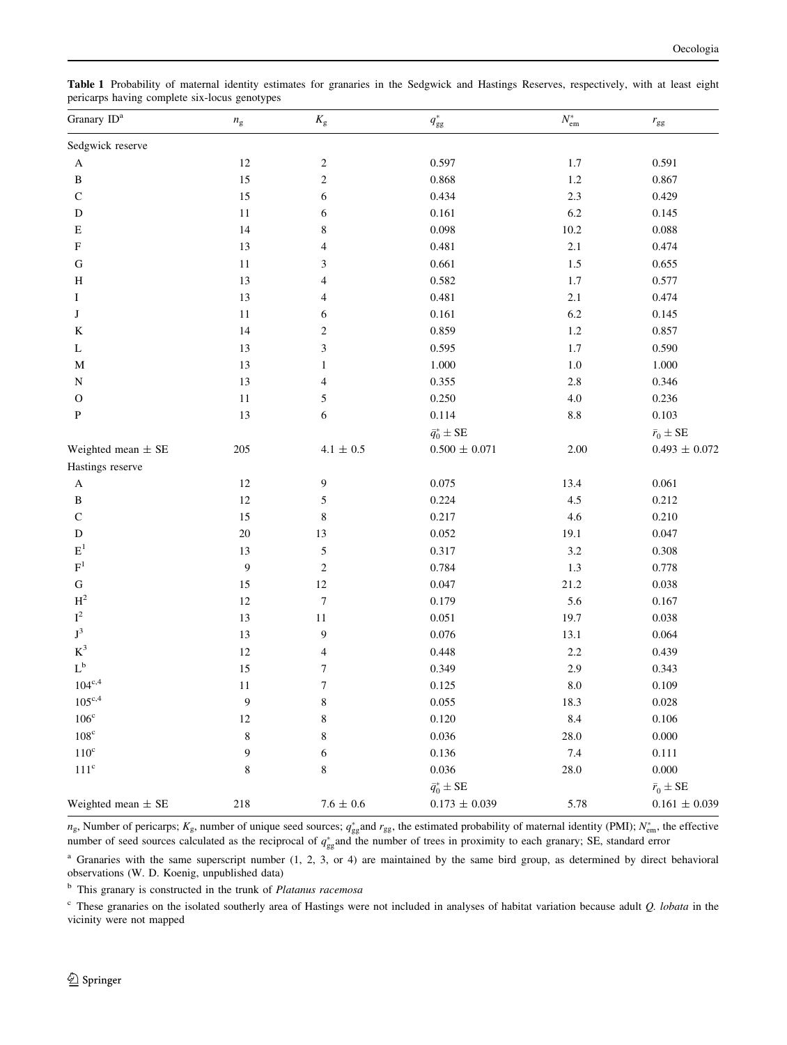**Table 1** Probability of maternal identity estimates for granaries in the Sedgwick and Hastings Reserves, respectively, with at least eight pericarps having complete six-locus genotypes

| Granary ID[a] | $n_g$ | $K_g$ | $q^*_{gg}$ | $N^*_{em}$ | $r_{gg}$ |
|---|---|---|---|---|---|
| Sedgwick reserve | | | | | |
| A | 12 | 2 | 0.597 | 1.7 | 0.591 |
| B | 15 | 2 | 0.868 | 1.2 | 0.867 |
| C | 15 | 6 | 0.434 | 2.3 | 0.429 |
| D | 11 | 6 | 0.161 | 6.2 | 0.145 |
| E | 14 | 8 | 0.098 | 10.2 | 0.088 |
| F | 13 | 4 | 0.481 | 2.1 | 0.474 |
| G | 11 | 3 | 0.661 | 1.5 | 0.655 |
| H | 13 | 4 | 0.582 | 1.7 | 0.577 |
| I | 13 | 4 | 0.481 | 2.1 | 0.474 |
| J | 11 | 6 | 0.161 | 6.2 | 0.145 |
| K | 14 | 2 | 0.859 | 1.2 | 0.857 |
| L | 13 | 3 | 0.595 | 1.7 | 0.590 |
| M | 13 | 1 | 1.000 | 1.0 | 1.000 |
| N | 13 | 4 | 0.355 | 2.8 | 0.346 |
| O | 11 | 5 | 0.250 | 4.0 | 0.236 |
| P | 13 | 6 | 0.114 | 8.8 | 0.103 |
| | | | $\bar{q}^*_0 \pm$ SE | | $\bar{r}_0 \pm$ SE |
| Weighted mean ± SE | 205 | 4.1 ± 0.5 | 0.500 ± 0.071 | 2.00 | 0.493 ± 0.072 |
| Hastings reserve | | | | | |
| A | 12 | 9 | 0.075 | 13.4 | 0.061 |
| B | 12 | 5 | 0.224 | 4.5 | 0.212 |
| C | 15 | 8 | 0.217 | 4.6 | 0.210 |
| D | 20 | 13 | 0.052 | 19.1 | 0.047 |
| E[1] | 13 | 5 | 0.317 | 3.2 | 0.308 |
| F[1] | 9 | 2 | 0.784 | 1.3 | 0.778 |
| G | 15 | 12 | 0.047 | 21.2 | 0.038 |
| H[2] | 12 | 7 | 0.179 | 5.6 | 0.167 |
| I[2] | 13 | 11 | 0.051 | 19.7 | 0.038 |
| J[3] | 13 | 9 | 0.076 | 13.1 | 0.064 |
| K[3] | 12 | 4 | 0.448 | 2.2 | 0.439 |
| L[b] | 15 | 7 | 0.349 | 2.9 | 0.343 |
| 104[c,4] | 11 | 7 | 0.125 | 8.0 | 0.109 |
| 105[c,4] | 9 | 8 | 0.055 | 18.3 | 0.028 |
| 106[c] | 12 | 8 | 0.120 | 8.4 | 0.106 |
| 108[c] | 8 | 8 | 0.036 | 28.0 | 0.000 |
| 110[c] | 9 | 6 | 0.136 | 7.4 | 0.111 |
| 111[c] | 8 | 8 | 0.036 | 28.0 | 0.000 |
| | | | $\bar{q}^*_0 \pm$ SE | | $\bar{r}_0 \pm$ SE |
| Weighted mean ± SE | 218 | 7.6 ± 0.6 | 0.173 ± 0.039 | 5.78 | 0.161 ± 0.039 |

$n_g$, Number of pericarps; $K_g$, number of unique seed sources; $q^*_{gg}$ and $r_{gg}$, the estimated probability of maternal identity (PMI); $N^*_{em}$, the effective number of seed sources calculated as the reciprocal of $q^*_{gg}$ and the number of trees in proximity to each granary; SE, standard error

[a] Granaries with the same superscript number (1, 2, 3, or 4) are maintained by the same bird group, as determined by direct behavioral observations (W. D. Koenig, unpublished data)

[b] This granary is constructed in the trunk of *Platanus racemosa*

[c] These granaries on the isolated southerly area of Hastings were not included in analyses of habitat variation because adult *Q. lobata* in the vicinity were not mapped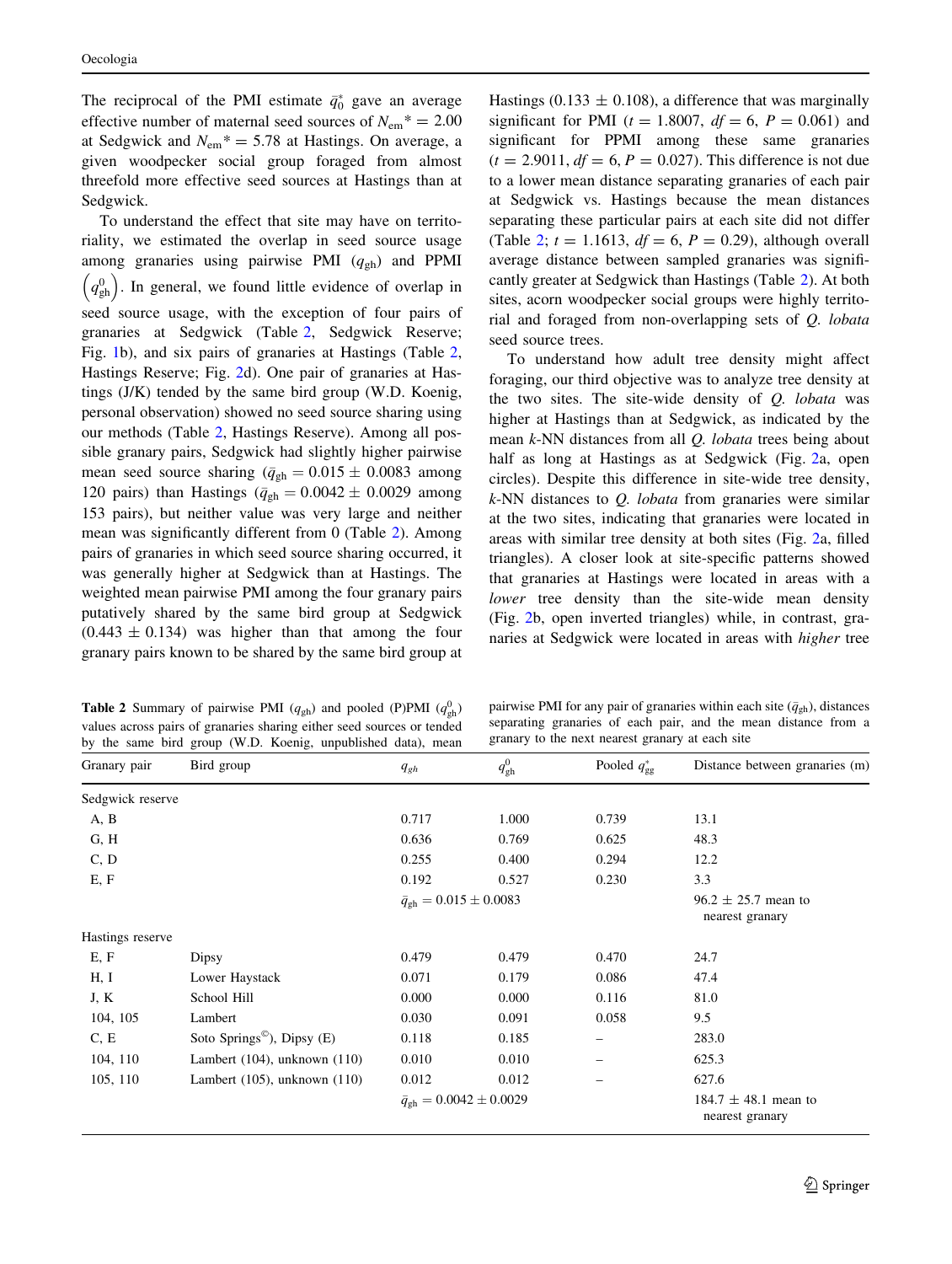The reciprocal of the PMI estimate $\bar{q}_0^*$ gave an average effective number of maternal seed sources of $N_{em}^* = 2.00$ at Sedgwick and $N_{em}^* = 5.78$ at Hastings. On average, a given woodpecker social group foraged from almost threefold more effective seed sources at Hastings than at Sedgwick.

To understand the effect that site may have on territoriality, we estimated the overlap in seed source usage among granaries using pairwise PMI ($q_{gh}$) and PPMI $\left(q_{gh}^0\right)$. In general, we found little evidence of overlap in seed source usage, with the exception of four pairs of granaries at Sedgwick (Table 2, Sedgwick Reserve; Fig. 1b), and six pairs of granaries at Hastings (Table 2, Hastings Reserve; Fig. 2d). One pair of granaries at Hastings (J/K) tended by the same bird group (W.D. Koenig, personal observation) showed no seed source sharing using our methods (Table 2, Hastings Reserve). Among all possible granary pairs, Sedgwick had slightly higher pairwise mean seed source sharing ($\bar{q}_{gh} = 0.015 \pm 0.0083$ among 120 pairs) than Hastings ($\bar{q}_{gh} = 0.0042 \pm 0.0029$ among 153 pairs), but neither value was very large and neither mean was significantly different from 0 (Table 2). Among pairs of granaries in which seed source sharing occurred, it was generally higher at Sedgwick than at Hastings. The weighted mean pairwise PMI among the four granary pairs putatively shared by the same bird group at Sedgwick ($0.443 \pm 0.134$) was higher than that among the four granary pairs known to be shared by the same bird group at Hastings ($0.133 \pm 0.108$), a difference that was marginally significant for PMI ($t = 1.8007$, $df = 6$, $P = 0.061$) and significant for PPMI among these same granaries ($t = 2.9011$, $df = 6$, $P = 0.027$). This difference is not due to a lower mean distance separating granaries of each pair at Sedgwick vs. Hastings because the mean distances separating these particular pairs at each site did not differ (Table 2; $t = 1.1613$, $df = 6$, $P = 0.29$), although overall average distance between sampled granaries was significantly greater at Sedgwick than Hastings (Table 2). At both sites, acorn woodpecker social groups were highly territorial and foraged from non-overlapping sets of *Q. lobata* seed source trees.

To understand how adult tree density might affect foraging, our third objective was to analyze tree density at the two sites. The site-wide density of *Q. lobata* was higher at Hastings than at Sedgwick, as indicated by the mean *k*-NN distances from all *Q. lobata* trees being about half as long at Hastings as at Sedgwick (Fig. 2a, open circles). Despite this difference in site-wide tree density, *k*-NN distances to *Q. lobata* from granaries were similar at the two sites, indicating that granaries were located in areas with similar tree density at both sites (Fig. 2a, filled triangles). A closer look at site-specific patterns showed that granaries at Hastings were located in areas with a *lower* tree density than the site-wide mean density (Fig. 2b, open inverted triangles) while, in contrast, granaries at Sedgwick were located in areas with *higher* tree

**Table 2** Summary of pairwise PMI ($q_{gh}$) and pooled (P)PMI ($q_{gh}^0$) values across pairs of granaries sharing either seed sources or tended by the same bird group (W.D. Koenig, unpublished data), mean pairwise PMI for any pair of granaries within each site ($\bar{q}_{gh}$), distances separating granaries of each pair, and the mean distance from a granary to the next nearest granary at each site

| Granary pair | Bird group | $q_{gh}$ | $q_{gh}^0$ | Pooled $q_{gg}^*$ | Distance between granaries (m) |
|---|---|---|---|---|---|
| Sedgwick reserve | | | | | |
| A, B | | 0.717 | 1.000 | 0.739 | 13.1 |
| G, H | | 0.636 | 0.769 | 0.625 | 48.3 |
| C, D | | 0.255 | 0.400 | 0.294 | 12.2 |
| E, F | | 0.192 | 0.527 | 0.230 | 3.3 |
| | | $\bar{q}_{gh} = 0.015 \pm 0.0083$ | | | 96.2 ± 25.7 mean to nearest granary |
| Hastings reserve | | | | | |
| E, F | Dipsy | 0.479 | 0.479 | 0.470 | 24.7 |
| H, I | Lower Haystack | 0.071 | 0.179 | 0.086 | 47.4 |
| J, K | School Hill | 0.000 | 0.000 | 0.116 | 81.0 |
| 104, 105 | Lambert | 0.030 | 0.091 | 0.058 | 9.5 |
| C, E | Soto Springs©), Dipsy (E) | 0.118 | 0.185 | – | 283.0 |
| 104, 110 | Lambert (104), unknown (110) | 0.010 | 0.010 | – | 625.3 |
| 105, 110 | Lambert (105), unknown (110) | 0.012 | 0.012 | – | 627.6 |
| | | $\bar{q}_{gh} = 0.0042 \pm 0.0029$ | | | 184.7 ± 48.1 mean to nearest granary |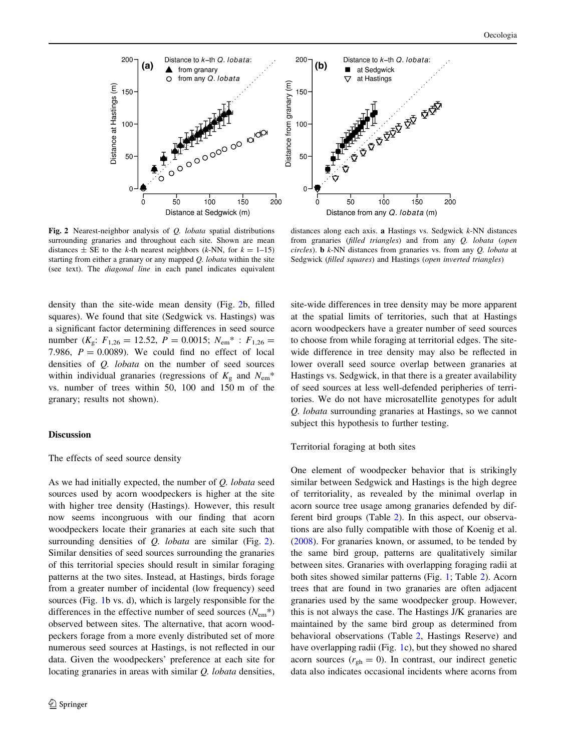**Fig. 2** Nearest-neighbor analysis of *Q. lobata* spatial distributions surrounding granaries and throughout each site. Shown are mean distances ± SE to the *k*-th nearest neighbors (*k*-NN, for $k = 1$–15) starting from either a granary or any mapped *Q. lobata* within the site (see text). The *diagonal line* in each panel indicates equivalent distances along each axis. **a** Hastings vs. Sedgwick *k*-NN distances from granaries (*filled triangles*) and from any *Q. lobata* (*open circles*). **b** *k*-NN distances from granaries vs. from any *Q. lobata* at Sedgwick (*filled squares*) and Hastings (*open inverted triangles*)

density than the site-wide mean density (Fig. 2b, filled squares). We found that site (Sedgwick vs. Hastings) was a significant factor determining differences in seed source number ($K_g$: $F_{1,26} = 12.52$, $P = 0.0015$; $N_{em}{*}$ : $F_{1,26} = 7.986$, $P = 0.0089$). We could find no effect of local densities of *Q. lobata* on the number of seed sources within individual granaries (regressions of $K_g$ and $N_{em}{*}$ vs. number of trees within 50, 100 and 150 m of the granary; results not shown).

## Discussion

### The effects of seed source density

As we had initially expected, the number of *Q. lobata* seed sources used by acorn woodpeckers is higher at the site with higher tree density (Hastings). However, this result now seems incongruous with our finding that acorn woodpeckers locate their granaries at each site such that surrounding densities of *Q. lobata* are similar (Fig. 2). Similar densities of seed sources surrounding the granaries of this territorial species should result in similar foraging patterns at the two sites. Instead, at Hastings, birds forage from a greater number of incidental (low frequency) seed sources (Fig. 1b vs. d), which is largely responsible for the differences in the effective number of seed sources ($N_{em}{*}$) observed between sites. The alternative, that acorn woodpeckers forage from a more evenly distributed set of more numerous seed sources at Hastings, is not reflected in our data. Given the woodpeckers' preference at each site for locating granaries in areas with similar *Q. lobata* densities, site-wide differences in tree density may be more apparent at the spatial limits of territories, such that at Hastings acorn woodpeckers have a greater number of seed sources to choose from while foraging at territorial edges. The site-wide difference in tree density may also be reflected in lower overall seed source overlap between granaries at Hastings vs. Sedgwick, in that there is a greater availability of seed sources at less well-defended peripheries of territories. We do not have microsatellite genotypes for adult *Q. lobata* surrounding granaries at Hastings, so we cannot subject this hypothesis to further testing.

### Territorial foraging at both sites

One element of woodpecker behavior that is strikingly similar between Sedgwick and Hastings is the high degree of territoriality, as revealed by the minimal overlap in acorn source tree usage among granaries defended by different bird groups (Table 2). In this aspect, our observations are also fully compatible with those of Koenig et al. (2008). For granaries known, or assumed, to be tended by the same bird group, patterns are qualitatively similar between sites. Granaries with overlapping foraging radii at both sites showed similar patterns (Fig. 1; Table 2). Acorn trees that are found in two granaries are often adjacent granaries used by the same woodpecker group. However, this is not always the case. The Hastings J/K granaries are maintained by the same bird group as determined from behavioral observations (Table 2, Hastings Reserve) and have overlapping radii (Fig. 1c), but they showed no shared acorn sources ($r_{gh} = 0$). In contrast, our indirect genetic data also indicates occasional incidents where acorns from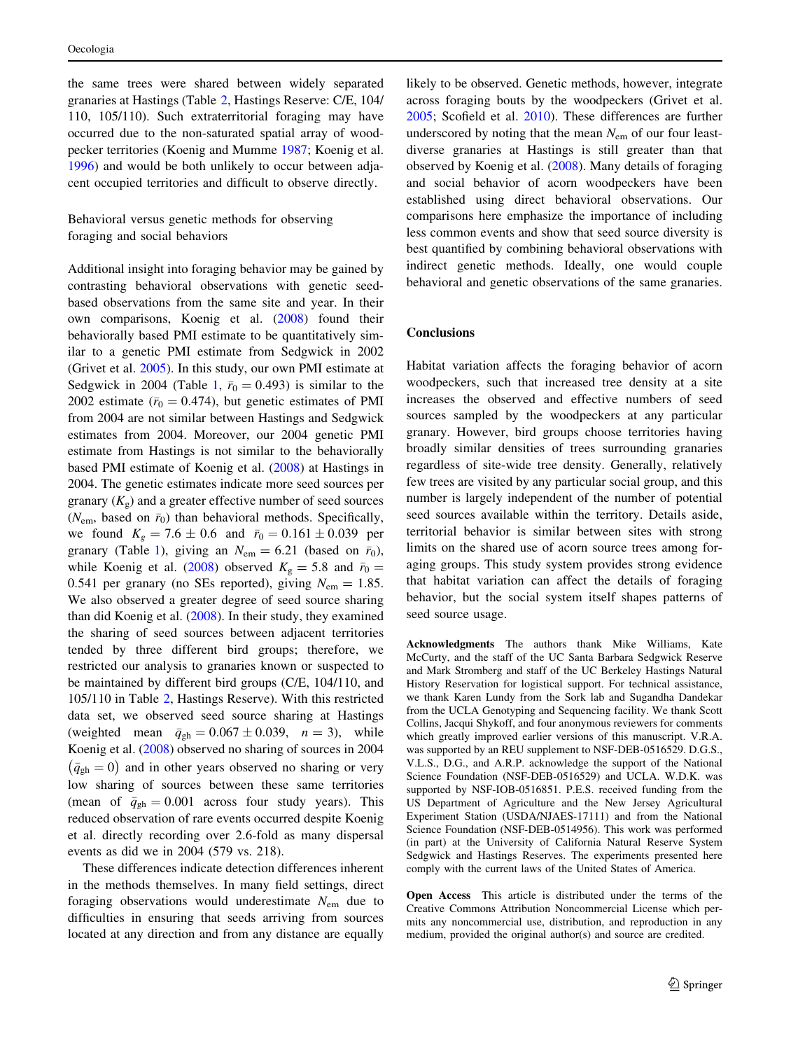the same trees were shared between widely separated granaries at Hastings (Table 2, Hastings Reserve: C/E, 104/110, 105/110). Such extraterritorial foraging may have occurred due to the non-saturated spatial array of woodpecker territories (Koenig and Mumme 1987; Koenig et al. 1996) and would be both unlikely to occur between adjacent occupied territories and difficult to observe directly.

### Behavioral versus genetic methods for observing foraging and social behaviors

Additional insight into foraging behavior may be gained by contrasting behavioral observations with genetic seed-based observations from the same site and year. In their own comparisons, Koenig et al. (2008) found their behaviorally based PMI estimate to be quantitatively similar to a genetic PMI estimate from Sedgwick in 2002 (Grivet et al. 2005). In this study, our own PMI estimate at Sedgwick in 2004 (Table 1, $\bar{r}_0 = 0.493$) is similar to the 2002 estimate ($\bar{r}_0 = 0.474$), but genetic estimates of PMI from 2004 are not similar between Hastings and Sedgwick estimates from 2004. Moreover, our 2004 genetic PMI estimate from Hastings is not similar to the behaviorally based PMI estimate of Koenig et al. (2008) at Hastings in 2004. The genetic estimates indicate more seed sources per granary ($K_g$) and a greater effective number of seed sources ($N_{em}$, based on $\bar{r}_0$) than behavioral methods. Specifically, we found $K_g = 7.6 \pm 0.6$ and $\bar{r}_0 = 0.161 \pm 0.039$ per granary (Table 1), giving an $N_{em} = 6.21$ (based on $\bar{r}_0$), while Koenig et al. (2008) observed $K_g = 5.8$ and $\bar{r}_0 = 0.541$ per granary (no SEs reported), giving $N_{em} = 1.85$. We also observed a greater degree of seed source sharing than did Koenig et al. (2008). In their study, they examined the sharing of seed sources between adjacent territories tended by three different bird groups; therefore, we restricted our analysis to granaries known or suspected to be maintained by different bird groups (C/E, 104/110, and 105/110 in Table 2, Hastings Reserve). With this restricted data set, we observed seed source sharing at Hastings (weighted mean $\bar{q}_{gh} = 0.067 \pm 0.039$, $n = 3$), while Koenig et al. (2008) observed no sharing of sources in 2004 $(\bar{q}_{gh} = 0)$ and in other years observed no sharing or very low sharing of sources between these same territories (mean of $\bar{q}_{gh} = 0.001$ across four study years). This reduced observation of rare events occurred despite Koenig et al. directly recording over 2.6-fold as many dispersal events as did we in 2004 (579 vs. 218).

These differences indicate detection differences inherent in the methods themselves. In many field settings, direct foraging observations would underestimate $N_{em}$ due to difficulties in ensuring that seeds arriving from sources located at any direction and from any distance are equally likely to be observed. Genetic methods, however, integrate across foraging bouts by the woodpeckers (Grivet et al. 2005; Scofield et al. 2010). These differences are further underscored by noting that the mean $N_{em}$ of our four least-diverse granaries at Hastings is still greater than that observed by Koenig et al. (2008). Many details of foraging and social behavior of acorn woodpeckers have been established using direct behavioral observations. Our comparisons here emphasize the importance of including less common events and show that seed source diversity is best quantified by combining behavioral observations with indirect genetic methods. Ideally, one would couple behavioral and genetic observations of the same granaries.

## Conclusions

Habitat variation affects the foraging behavior of acorn woodpeckers, such that increased tree density at a site increases the observed and effective numbers of seed sources sampled by the woodpeckers at any particular granary. However, bird groups choose territories having broadly similar densities of trees surrounding granaries regardless of site-wide tree density. Generally, relatively few trees are visited by any particular social group, and this number is largely independent of the number of potential seed sources available within the territory. Details aside, territorial behavior is similar between sites with strong limits on the shared use of acorn source trees among foraging groups. This study system provides strong evidence that habitat variation can affect the details of foraging behavior, but the social system itself shapes patterns of seed source usage.

**Acknowledgments** The authors thank Mike Williams, Kate McCurty, and the staff of the UC Santa Barbara Sedgwick Reserve and Mark Stromberg and staff of the UC Berkeley Hastings Natural History Reservation for logistical support. For technical assistance, we thank Karen Lundy from the Sork lab and Sugandha Dandekar from the UCLA Genotyping and Sequencing facility. We thank Scott Collins, Jacqui Shykoff, and four anonymous reviewers for comments which greatly improved earlier versions of this manuscript. V.R.A. was supported by an REU supplement to NSF-DEB-0516529. D.G.S., V.L.S., D.G., and A.R.P. acknowledge the support of the National Science Foundation (NSF-DEB-0516529) and UCLA. W.D.K. was supported by NSF-IOB-0516851. P.E.S. received funding from the US Department of Agriculture and the New Jersey Agricultural Experiment Station (USDA/NJAES-17111) and from the National Science Foundation (NSF-DEB-0514956). This work was performed (in part) at the University of California Natural Reserve System Sedgwick and Hastings Reserves. The experiments presented here comply with the current laws of the United States of America.

**Open Access** This article is distributed under the terms of the Creative Commons Attribution Noncommercial License which permits any noncommercial use, distribution, and reproduction in any medium, provided the original author(s) and source are credited.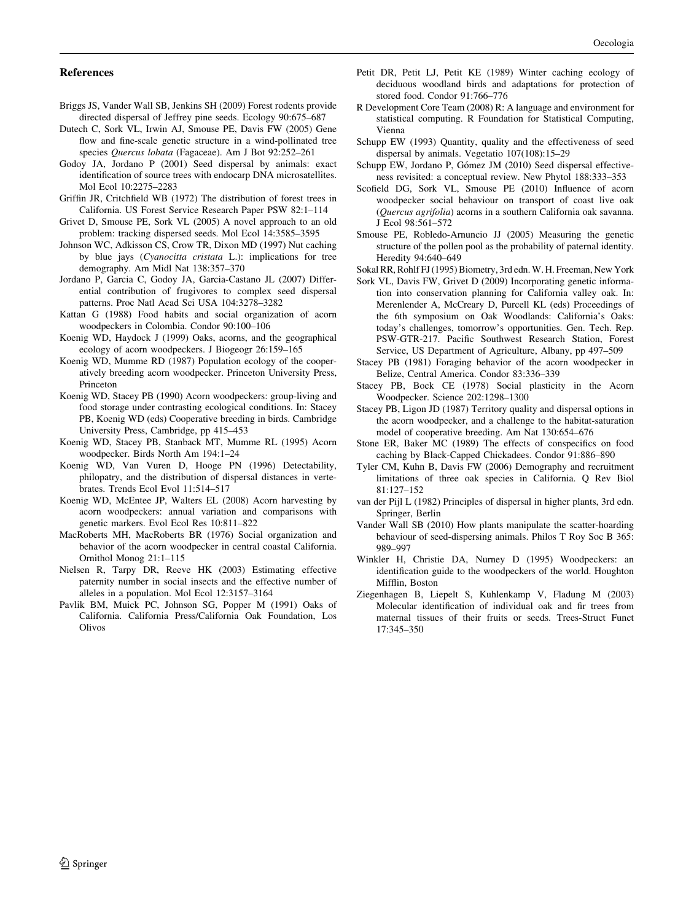## References

Briggs JS, Vander Wall SB, Jenkins SH (2009) Forest rodents provide directed dispersal of Jeffrey pine seeds. Ecology 90:675–687

Dutech C, Sork VL, Irwin AJ, Smouse PE, Davis FW (2005) Gene flow and fine-scale genetic structure in a wind-pollinated tree species *Quercus lobata* (Fagaceae). Am J Bot 92:252–261

Godoy JA, Jordano P (2001) Seed dispersal by animals: exact identification of source trees with endocarp DNA microsatellites. Mol Ecol 10:2275–2283

Griffin JR, Critchfield WB (1972) The distribution of forest trees in California. US Forest Service Research Paper PSW 82:1–114

Grivet D, Smouse PE, Sork VL (2005) A novel approach to an old problem: tracking dispersed seeds. Mol Ecol 14:3585–3595

Johnson WC, Adkisson CS, Crow TR, Dixon MD (1997) Nut caching by blue jays (*Cyanocitta cristata* L.): implications for tree demography. Am Midl Nat 138:357–370

Jordano P, Garcia C, Godoy JA, Garcia-Castano JL (2007) Differential contribution of frugivores to complex seed dispersal patterns. Proc Natl Acad Sci USA 104:3278–3282

Kattan G (1988) Food habits and social organization of acorn woodpeckers in Colombia. Condor 90:100–106

Koenig WD, Haydock J (1999) Oaks, acorns, and the geographical ecology of acorn woodpeckers. J Biogeogr 26:159–165

Koenig WD, Mumme RD (1987) Population ecology of the cooperatively breeding acorn woodpecker. Princeton University Press, Princeton

Koenig WD, Stacey PB (1990) Acorn woodpeckers: group-living and food storage under contrasting ecological conditions. In: Stacey PB, Koenig WD (eds) Cooperative breeding in birds. Cambridge University Press, Cambridge, pp 415–453

Koenig WD, Stacey PB, Stanback MT, Mumme RL (1995) Acorn woodpecker. Birds North Am 194:1–24

Koenig WD, Van Vuren D, Hooge PN (1996) Detectability, philopatry, and the distribution of dispersal distances in vertebrates. Trends Ecol Evol 11:514–517

Koenig WD, McEntee JP, Walters EL (2008) Acorn harvesting by acorn woodpeckers: annual variation and comparisons with genetic markers. Evol Ecol Res 10:811–822

MacRoberts MH, MacRoberts BR (1976) Social organization and behavior of the acorn woodpecker in central coastal California. Ornithol Monog 21:1–115

Nielsen R, Tarpy DR, Reeve HK (2003) Estimating effective paternity number in social insects and the effective number of alleles in a population. Mol Ecol 12:3157–3164

Pavlik BM, Muick PC, Johnson SG, Popper M (1991) Oaks of California. California Press/California Oak Foundation, Los Olivos

Petit DR, Petit LJ, Petit KE (1989) Winter caching ecology of deciduous woodland birds and adaptations for protection of stored food. Condor 91:766–776

R Development Core Team (2008) R: A language and environment for statistical computing. R Foundation for Statistical Computing, Vienna

Schupp EW (1993) Quantity, quality and the effectiveness of seed dispersal by animals. Vegetatio 107(108):15–29

Schupp EW, Jordano P, Gómez JM (2010) Seed dispersal effectiveness revisited: a conceptual review. New Phytol 188:333–353

Scofield DG, Sork VL, Smouse PE (2010) Influence of acorn woodpecker social behaviour on transport of coast live oak (*Quercus agrifolia*) acorns in a southern California oak savanna. J Ecol 98:561–572

Smouse PE, Robledo-Arnuncio JJ (2005) Measuring the genetic structure of the pollen pool as the probability of paternal identity. Heredity 94:640–649

Sokal RR, Rohlf FJ (1995) Biometry, 3rd edn. W. H. Freeman, New York

Sork VL, Davis FW, Grivet D (2009) Incorporating genetic information into conservation planning for California valley oak. In: Merenlender A, McCreary D, Purcell KL (eds) Proceedings of the 6th symposium on Oak Woodlands: California's Oaks: today's challenges, tomorrow's opportunities. Gen. Tech. Rep. PSW-GTR-217. Pacific Southwest Research Station, Forest Service, US Department of Agriculture, Albany, pp 497–509

Stacey PB (1981) Foraging behavior of the acorn woodpecker in Belize, Central America. Condor 83:336–339

Stacey PB, Bock CE (1978) Social plasticity in the Acorn Woodpecker. Science 202:1298–1300

Stacey PB, Ligon JD (1987) Territory quality and dispersal options in the acorn woodpecker, and a challenge to the habitat-saturation model of cooperative breeding. Am Nat 130:654–676

Stone ER, Baker MC (1989) The effects of conspecifics on food caching by Black-Capped Chickadees. Condor 91:886–890

Tyler CM, Kuhn B, Davis FW (2006) Demography and recruitment limitations of three oak species in California. Q Rev Biol 81:127–152

van der Pijl L (1982) Principles of dispersal in higher plants, 3rd edn. Springer, Berlin

Vander Wall SB (2010) How plants manipulate the scatter-hoarding behaviour of seed-dispersing animals. Philos T Roy Soc B 365: 989–997

Winkler H, Christie DA, Nurney D (1995) Woodpeckers: an identification guide to the woodpeckers of the world. Houghton Mifflin, Boston

Ziegenhagen B, Liepelt S, Kuhlenkamp V, Fladung M (2003) Molecular identification of individual oak and fir trees from maternal tissues of their fruits or seeds. Trees-Struct Funct 17:345–350